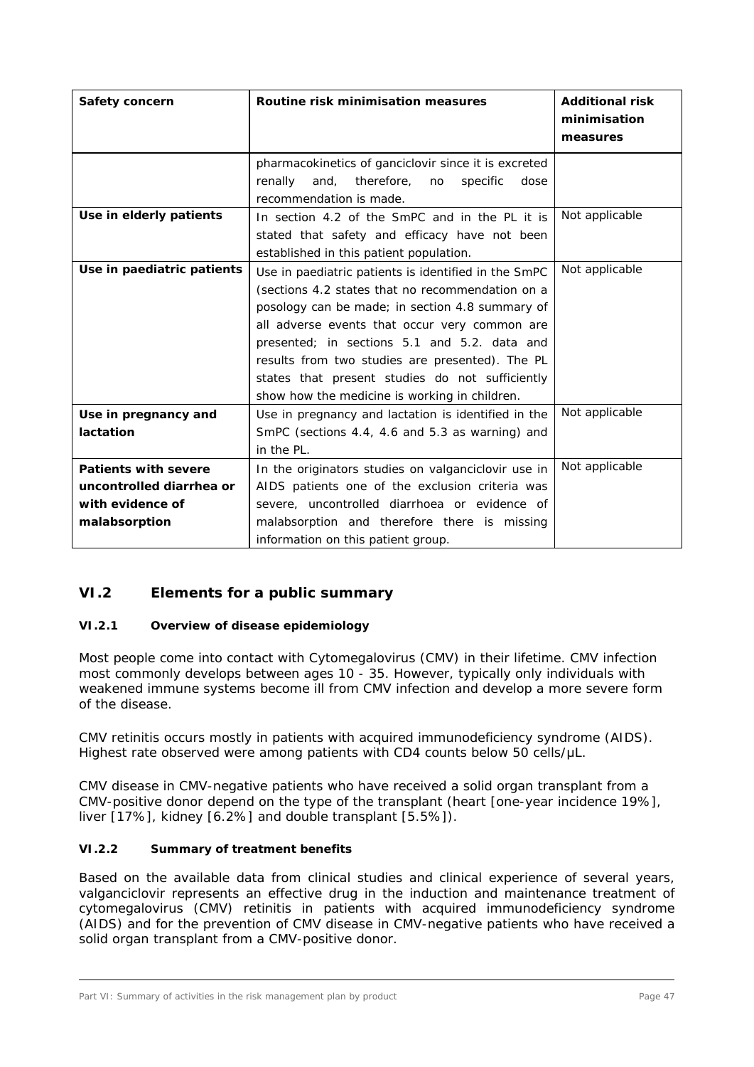| Safety concern | Routine risk minimisation measures | Additional risk minimisation measures |
|---|---|---|
| | pharmacokinetics of ganciclovir since it is excreted renally and, therefore, no specific dose recommendation is made. | |
| **Use in elderly patients** | In section 4.2 of the SmPC and in the PL it is stated that safety and efficacy have not been established in this patient population. | Not applicable |
| **Use in paediatric patients** | Use in paediatric patients is identified in the SmPC (sections 4.2 states that no recommendation on a posology can be made; in section 4.8 summary of all adverse events that occur very common are presented; in sections 5.1 and 5.2. data and results from two studies are presented). The PL states that present studies do not sufficiently show how the medicine is working in children. | Not applicable |
| **Use in pregnancy and lactation** | Use in pregnancy and lactation is identified in the SmPC (sections 4.4, 4.6 and 5.3 as warning) and in the PL. | Not applicable |
| **Patients with severe uncontrolled diarrhea or with evidence of malabsorption** | In the originators studies on valganciclovir use in AIDS patients one of the exclusion criteria was severe, uncontrolled diarrhoea or evidence of malabsorption and therefore there is missing information on this patient group. | Not applicable |

## VI.2 Elements for a public summary

### VI.2.1 Overview of disease epidemiology

Most people come into contact with Cytomegalovirus (CMV) in their lifetime. CMV infection most commonly develops between ages 10 - 35. However, typically only individuals with weakened immune systems become ill from CMV infection and develop a more severe form of the disease.

CMV retinitis occurs mostly in patients with acquired immunodeficiency syndrome (AIDS). Highest rate observed were among patients with CD4 counts below 50 cells/µL.

CMV disease in CMV-negative patients who have received a solid organ transplant from a CMV-positive donor depend on the type of the transplant (heart [one-year incidence 19%], liver [17%], kidney [6.2%] and double transplant [5.5%]).

### VI.2.2 Summary of treatment benefits

Based on the available data from clinical studies and clinical experience of several years, valganciclovir represents an effective drug in the induction and maintenance treatment of cytomegalovirus (CMV) retinitis in patients with acquired immunodeficiency syndrome (AIDS) and for the prevention of CMV disease in CMV-negative patients who have received a solid organ transplant from a CMV-positive donor.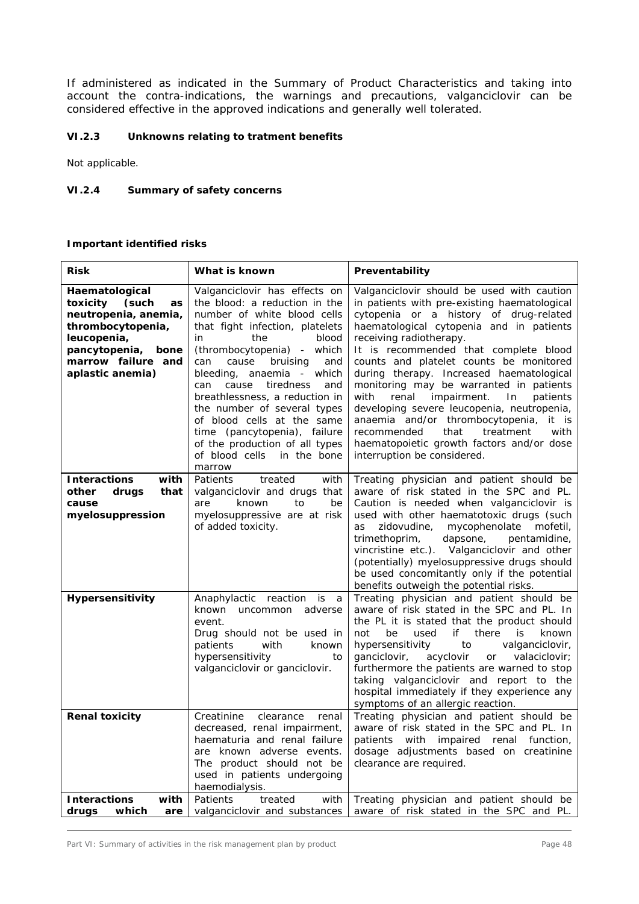If administered as indicated in the Summary of Product Characteristics and taking into account the contra-indications, the warnings and precautions, valganciclovir can be considered effective in the approved indications and generally well tolerated.

### VI.2.3 Unknowns relating to tratment benefits

Not applicable.

### VI.2.4 Summary of safety concerns

**Important identified risks**

| Risk | What is known | Preventability |
|---|---|---|
| **Haematological toxicity (such as neutropenia, anemia, thrombocytopenia, leucopenia, pancytopenia, bone marrow failure and aplastic anemia)** | Valganciclovir has effects on the blood: a reduction in the number of white blood cells that fight infection, platelets in the blood (thrombocytopenia) - which can cause bruising and bleeding, anaemia - which can cause tiredness and breathlessness, a reduction in the number of several types of blood cells at the same time (pancytopenia), failure of the production of all types of blood cells in the bone marrow | Valganciclovir should be used with caution in patients with pre-existing haematological cytopenia or a history of drug-related haematological cytopenia and in patients receiving radiotherapy.<br>It is recommended that complete blood counts and platelet counts be monitored during therapy. Increased haematological monitoring may be warranted in patients with renal impairment. In patients developing severe leucopenia, neutropenia, anaemia and/or thrombocytopenia, it is recommended that treatment with haematopoietic growth factors and/or dose interruption be considered. |
| **Interactions with other drugs that cause myelosuppression** | Patients treated with valganciclovir and drugs that are known to be myelosuppressive are at risk of added toxicity. | Treating physician and patient should be aware of risk stated in the SPC and PL. Caution is needed when valganciclovir is used with other haematotoxic drugs (such as zidovudine, mycophenolate mofetil, trimethoprim, dapsone, pentamidine, vincristine etc.). Valganciclovir and other (potentially) myelosuppressive drugs should be used concomitantly only if the potential benefits outweigh the potential risks. |
| **Hypersensitivity** | Anaphylactic reaction is a known uncommon adverse event.<br>Drug should not be used in patients with known hypersensitivity to valganciclovir or ganciclovir. | Treating physician and patient should be aware of risk stated in the SPC and PL. In the PL it is stated that the product should not be used if there is known hypersensitivity to valganciclovir, ganciclovir, acyclovir or valaciclovir; furthermore the patients are warned to stop taking valganciclovir and report to the hospital immediately if they experience any symptoms of an allergic reaction. |
| **Renal toxicity** | Creatinine clearance renal decreased, renal impairment, haematuria and renal failure are known adverse events. The product should not be used in patients undergoing haemodialysis. | Treating physician and patient should be aware of risk stated in the SPC and PL. In patients with impaired renal function, dosage adjustments based on creatinine clearance are required. |
| **Interactions with drugs which are** | Patients treated with valganciclovir and substances | Treating physician and patient should be aware of risk stated in the SPC and PL. |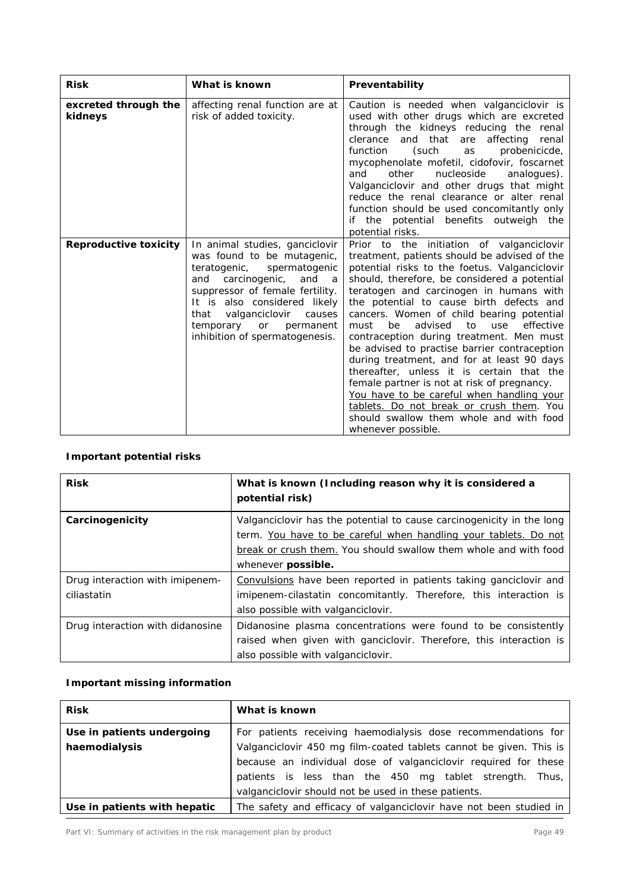| Risk | What is known | Preventability |
|---|---|---|
| **excreted through the kidneys** | affecting renal function are at risk of added toxicity. | Caution is needed when valganciclovir is used with other drugs which are excreted through the kidneys reducing the renal clerance and that are affecting renal function (such as probenicicde, mycophenolate mofetil, cidofovir, foscarnet and other nucleoside analogues). Valganciclovir and other drugs that might reduce the renal clearance or alter renal function should be used concomitantly only if the potential benefits outweigh the potential risks. |
| **Reproductive toxicity** | In animal studies, ganciclovir was found to be mutagenic, teratogenic, spermatogenic and carcinogenic, and a suppressor of female fertility. It is also considered likely that valganciclovir causes temporary or permanent inhibition of spermatogenesis. | Prior to the initiation of valganciclovir treatment, patients should be advised of the potential risks to the foetus. Valganciclovir should, therefore, be considered a potential teratogen and carcinogen in humans with the potential to cause birth defects and cancers. Women of child bearing potential must be advised to use effective contraception during treatment. Men must be advised to practise barrier contraception during treatment, and for at least 90 days thereafter, unless it is certain that the female partner is not at risk of pregnancy. You have to be careful when handling your tablets. Do not break or crush them. You should swallow them whole and with food whenever possible. |

**Important potential risks**

| Risk | What is known (Including reason why it is considered a potential risk) |
|---|---|
| **Carcinogenicity** | Valganciclovir has the potential to cause carcinogenicity in the long term. You have to be careful when handling your tablets. Do not break or crush them. You should swallow them whole and with food whenever **possible.** |
| Drug interaction with imipenem-ciliastatin | Convulsions have been reported in patients taking ganciclovir and imipenem-cilastatin concomitantly. Therefore, this interaction is also possible with valganciclovir. |
| Drug interaction with didanosine | Didanosine plasma concentrations were found to be consistently raised when given with ganciclovir. Therefore, this interaction is also possible with valganciclovir. |

**Important missing information**

| Risk | What is known |
|---|---|
| **Use in patients undergoing haemodialysis** | For patients receiving haemodialysis dose recommendations for Valganciclovir 450 mg film-coated tablets cannot be given. This is because an individual dose of valganciclovir required for these patients is less than the 450 mg tablet strength. Thus, valganciclovir should not be used in these patients. |
| **Use in patients with hepatic** | The safety and efficacy of valganciclovir have not been studied in |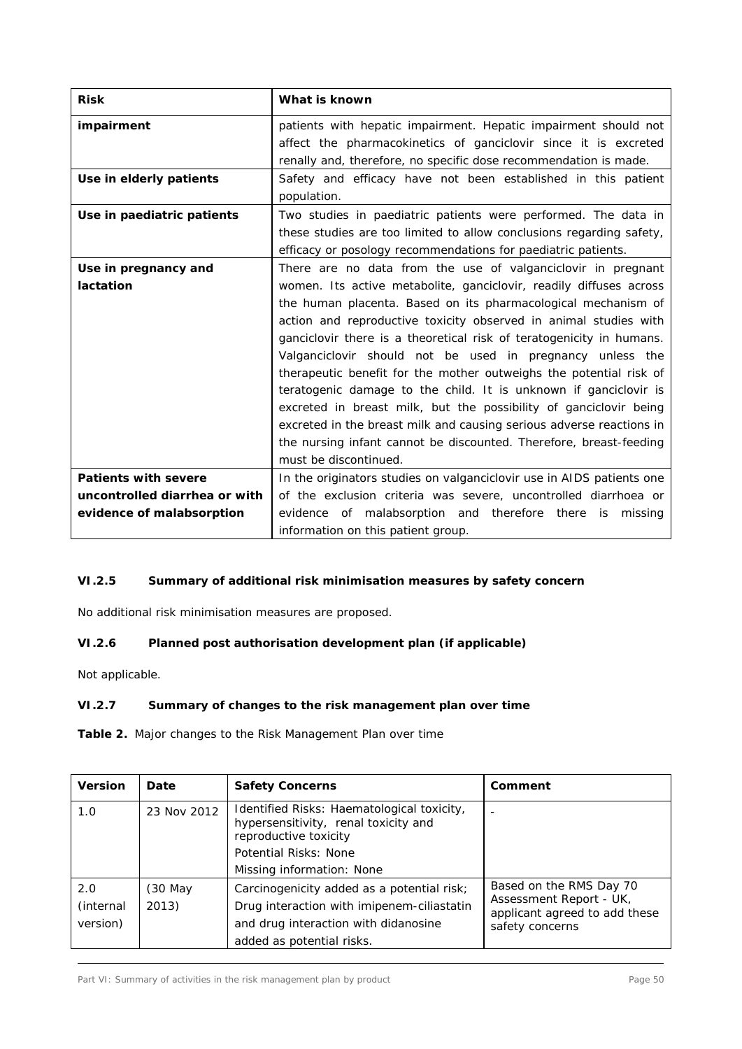| Risk | What is known |
| --- | --- |
| **impairment** | patients with hepatic impairment. Hepatic impairment should not affect the pharmacokinetics of ganciclovir since it is excreted renally and, therefore, no specific dose recommendation is made. |
| **Use in elderly patients** | Safety and efficacy have not been established in this patient population. |
| **Use in paediatric patients** | Two studies in paediatric patients were performed. The data in these studies are too limited to allow conclusions regarding safety, efficacy or posology recommendations for paediatric patients. |
| **Use in pregnancy and lactation** | There are no data from the use of valganciclovir in pregnant women. Its active metabolite, ganciclovir, readily diffuses across the human placenta. Based on its pharmacological mechanism of action and reproductive toxicity observed in animal studies with ganciclovir there is a theoretical risk of teratogenicity in humans. Valganciclovir should not be used in pregnancy unless the therapeutic benefit for the mother outweighs the potential risk of teratogenic damage to the child. It is unknown if ganciclovir is excreted in breast milk, but the possibility of ganciclovir being excreted in the breast milk and causing serious adverse reactions in the nursing infant cannot be discounted. Therefore, breast-feeding must be discontinued. |
| **Patients with severe uncontrolled diarrhea or with evidence of malabsorption** | In the originators studies on valganciclovir use in AIDS patients one of the exclusion criteria was severe, uncontrolled diarrhoea or evidence of malabsorption and therefore there is missing information on this patient group. |

### VI.2.5 Summary of additional risk minimisation measures by safety concern

No additional risk minimisation measures are proposed.

### VI.2.6 Planned post authorisation development plan (if applicable)

Not applicable.

### VI.2.7 Summary of changes to the risk management plan over time

**Table 2.** Major changes to the Risk Management Plan over time

| Version | Date | Safety Concerns | Comment |
| --- | --- | --- | --- |
| 1.0 | 23 Nov 2012 | Identified Risks: Haematological toxicity, hypersensitivity, renal toxicity and reproductive toxicity<br>Potential Risks: None<br>Missing information: None | - |
| 2.0 (internal version) | (30 May 2013) | Carcinogenicity added as a potential risk;<br>Drug interaction with imipenem-ciliastatin and drug interaction with didanosine added as potential risks. | Based on the RMS Day 70 Assessment Report - UK, applicant agreed to add these safety concerns |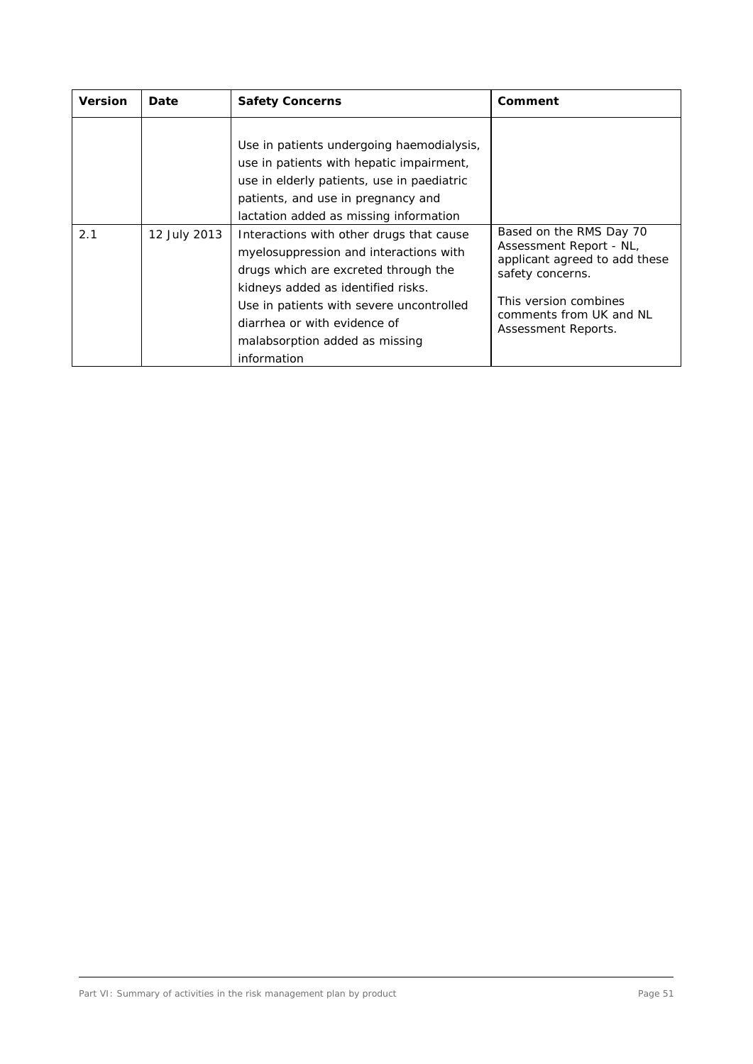| Version | Date | Safety Concerns | Comment |
|---|---|---|---|
| | | Use in patients undergoing haemodialysis, use in patients with hepatic impairment, use in elderly patients, use in paediatric patients, and use in pregnancy and lactation added as missing information | |
| 2.1 | 12 July 2013 | Interactions with other drugs that cause myelosuppression and interactions with drugs which are excreted through the kidneys added as identified risks.<br>Use in patients with severe uncontrolled diarrhea or with evidence of malabsorption added as missing information | Based on the RMS Day 70 Assessment Report - NL, applicant agreed to add these safety concerns.<br><br>This version combines comments from UK and NL Assessment Reports. |